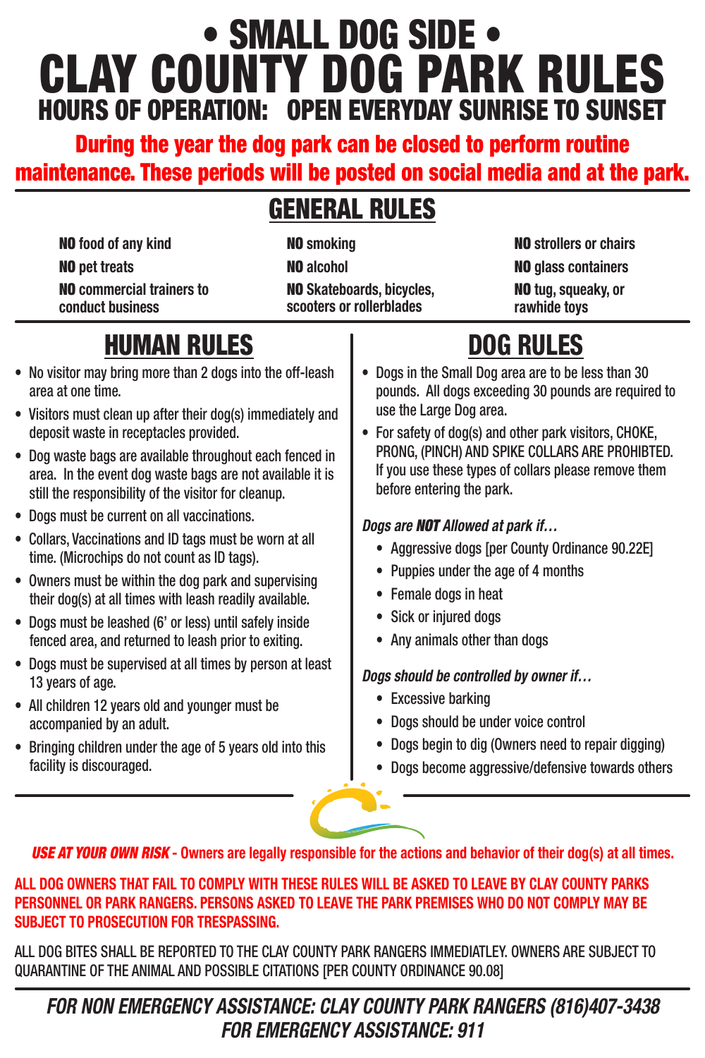# • SMALL DOG SIDE •

# CLAY COUNTY DOG PARK RULES

## HOURS OF OPERATION: OPEN EVERYDAY SUNRISE TO SUNSET

**During the year the dog park can be closed to perform routine maintenance. These periods will be posted on social media and at the park.**

## GENERAL RULES

- **NO** food of any kind
- **NO** pet treats
- **NO** commercial trainers to conduct business
- **NO** smoking
- **NO** alcohol
- **NO** Skateboards, bicycles, scooters or rollerblades
- **NO** strollers or chairs
- **NO** glass containers
- **NO** tug, squeaky, or rawhide toys

## HUMAN RULES

- No visitor may bring more than 2 dogs into the off-leash area at one time.
- Visitors must clean up after their dog(s) immediately and deposit waste in receptacles provided.
- Dog waste bags are available throughout each fenced in area. In the event dog waste bags are not available it is still the responsibility of the visitor for cleanup.
- Dogs must be current on all vaccinations.
- Collars, Vaccinations and ID tags must be worn at all time. (Microchips do not count as ID tags).
- Owners must be within the dog park and supervising their dog(s) at all times with leash readily available.
- Dogs must be leashed (6' or less) until safely inside fenced area, and returned to leash prior to exiting.
- Dogs must be supervised at all times by person at least 13 years of age.
- All children 12 years old and younger must be accompanied by an adult.
- Bringing children under the age of 5 years old into this facility is discouraged.

## DOG RULES

- Dogs in the Small Dog area are to be less than 30 pounds. All dogs exceeding 30 pounds are required to use the Large Dog area.
- For safety of dog(s) and other park visitors, CHOKE, PRONG, (PINCH) AND SPIKE COLLARS ARE PROHIBTED. If you use these types of collars please remove them before entering the park.

*Dogs are **NOT** Allowed at park if…*

- Aggressive dogs [per County Ordinance 90.22E]
- Puppies under the age of 4 months
- Female dogs in heat
- Sick or injured dogs
- Any animals other than dogs

*Dogs should be controlled by owner if…*

- Excessive barking
- Dogs should be under voice control
- Dogs begin to dig (Owners need to repair digging)
- Dogs become aggressive/defensive towards others

***USE AT YOUR OWN RISK*** **- Owners are legally responsible for the actions and behavior of their dog(s) at all times.**

**ALL DOG OWNERS THAT FAIL TO COMPLY WITH THESE RULES WILL BE ASKED TO LEAVE BY CLAY COUNTY PARKS PERSONNEL OR PARK RANGERS. PERSONS ASKED TO LEAVE THE PARK PREMISES WHO DO NOT COMPLY MAY BE SUBJECT TO PROSECUTION FOR TRESPASSING.**

ALL DOG BITES SHALL BE REPORTED TO THE CLAY COUNTY PARK RANGERS IMMEDIATLEY. OWNERS ARE SUBJECT TO QUARANTINE OF THE ANIMAL AND POSSIBLE CITATIONS [PER COUNTY ORDINANCE 90.08]

***FOR NON EMERGENCY ASSISTANCE: CLAY COUNTY PARK RANGERS (816)407-3438***

***FOR EMERGENCY ASSISTANCE: 911***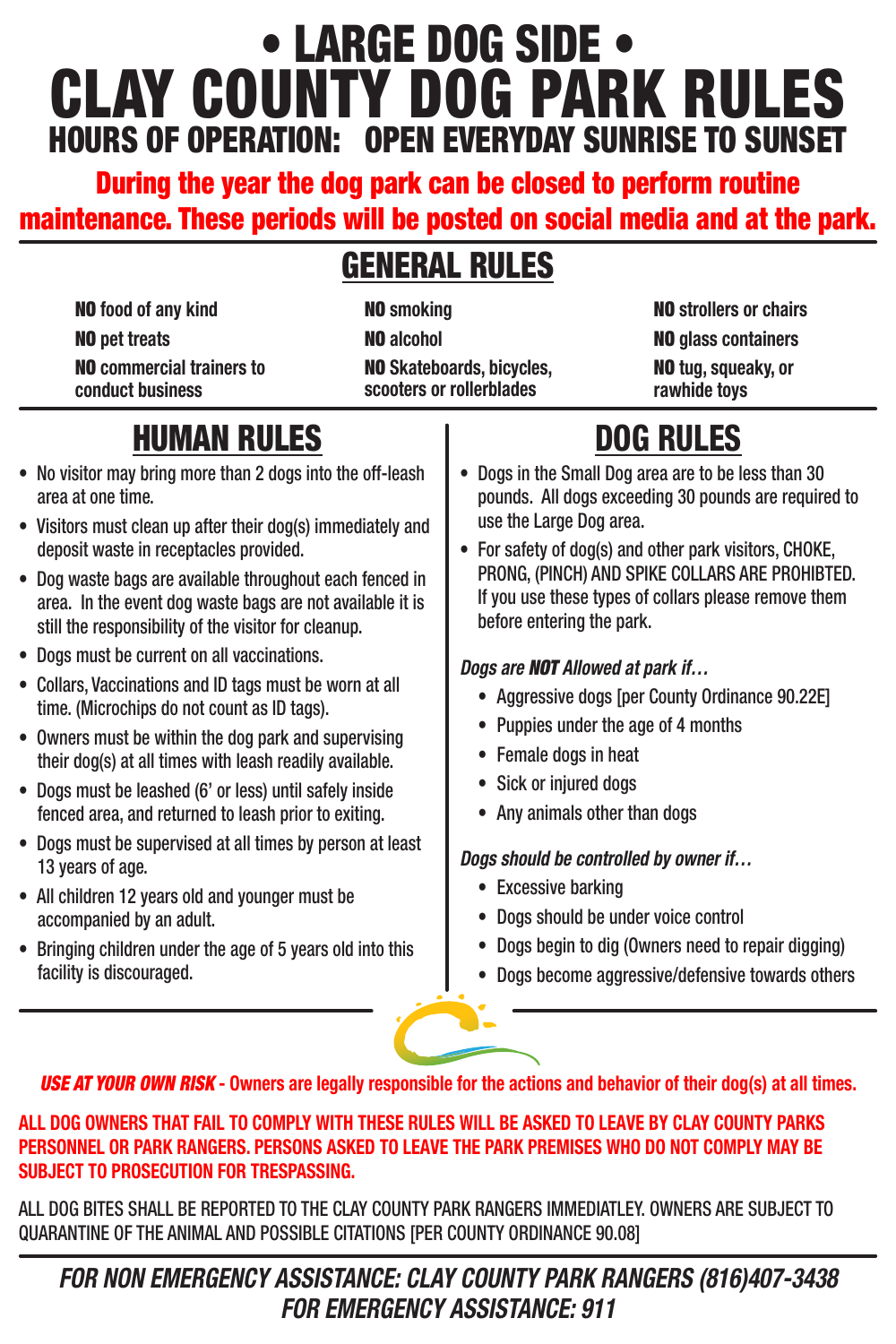# • LARGE DOG SIDE •

# CLAY COUNTY DOG PARK RULES

## HOURS OF OPERATION: OPEN EVERYDAY SUNRISE TO SUNSET

**During the year the dog park can be closed to perform routine maintenance. These periods will be posted on social media and at the park.**

## GENERAL RULES

- **NO** food of any kind
- **NO** pet treats
- **NO** commercial trainers to conduct business
- **NO** smoking
- **NO** alcohol
- **NO** Skateboards, bicycles, scooters or rollerblades
- **NO** strollers or chairs
- **NO** glass containers
- **NO** tug, squeaky, or rawhide toys

## HUMAN RULES

- No visitor may bring more than 2 dogs into the off-leash area at one time.
- Visitors must clean up after their dog(s) immediately and deposit waste in receptacles provided.
- Dog waste bags are available throughout each fenced in area. In the event dog waste bags are not available it is still the responsibility of the visitor for cleanup.
- Dogs must be current on all vaccinations.
- Collars, Vaccinations and ID tags must be worn at all time. (Microchips do not count as ID tags).
- Owners must be within the dog park and supervising their dog(s) at all times with leash readily available.
- Dogs must be leashed (6' or less) until safely inside fenced area, and returned to leash prior to exiting.
- Dogs must be supervised at all times by person at least 13 years of age.
- All children 12 years old and younger must be accompanied by an adult.
- Bringing children under the age of 5 years old into this facility is discouraged.

## DOG RULES

- Dogs in the Small Dog area are to be less than 30 pounds. All dogs exceeding 30 pounds are required to use the Large Dog area.
- For safety of dog(s) and other park visitors, CHOKE, PRONG, (PINCH) AND SPIKE COLLARS ARE PROHIBTED. If you use these types of collars please remove them before entering the park.

*Dogs are **NOT** Allowed at park if…*

- Aggressive dogs [per County Ordinance 90.22E]
- Puppies under the age of 4 months
- Female dogs in heat
- Sick or injured dogs
- Any animals other than dogs

*Dogs should be controlled by owner if…*

- Excessive barking
- Dogs should be under voice control
- Dogs begin to dig (Owners need to repair digging)
- Dogs become aggressive/defensive towards others

***USE AT YOUR OWN RISK*** **- Owners are legally responsible for the actions and behavior of their dog(s) at all times.**

**ALL DOG OWNERS THAT FAIL TO COMPLY WITH THESE RULES WILL BE ASKED TO LEAVE BY CLAY COUNTY PARKS PERSONNEL OR PARK RANGERS. PERSONS ASKED TO LEAVE THE PARK PREMISES WHO DO NOT COMPLY MAY BE SUBJECT TO PROSECUTION FOR TRESPASSING.**

ALL DOG BITES SHALL BE REPORTED TO THE CLAY COUNTY PARK RANGERS IMMEDIATLEY. OWNERS ARE SUBJECT TO QUARANTINE OF THE ANIMAL AND POSSIBLE CITATIONS [PER COUNTY ORDINANCE 90.08]

***FOR NON EMERGENCY ASSISTANCE: CLAY COUNTY PARK RANGERS (816)407-3438***

***FOR EMERGENCY ASSISTANCE: 911***